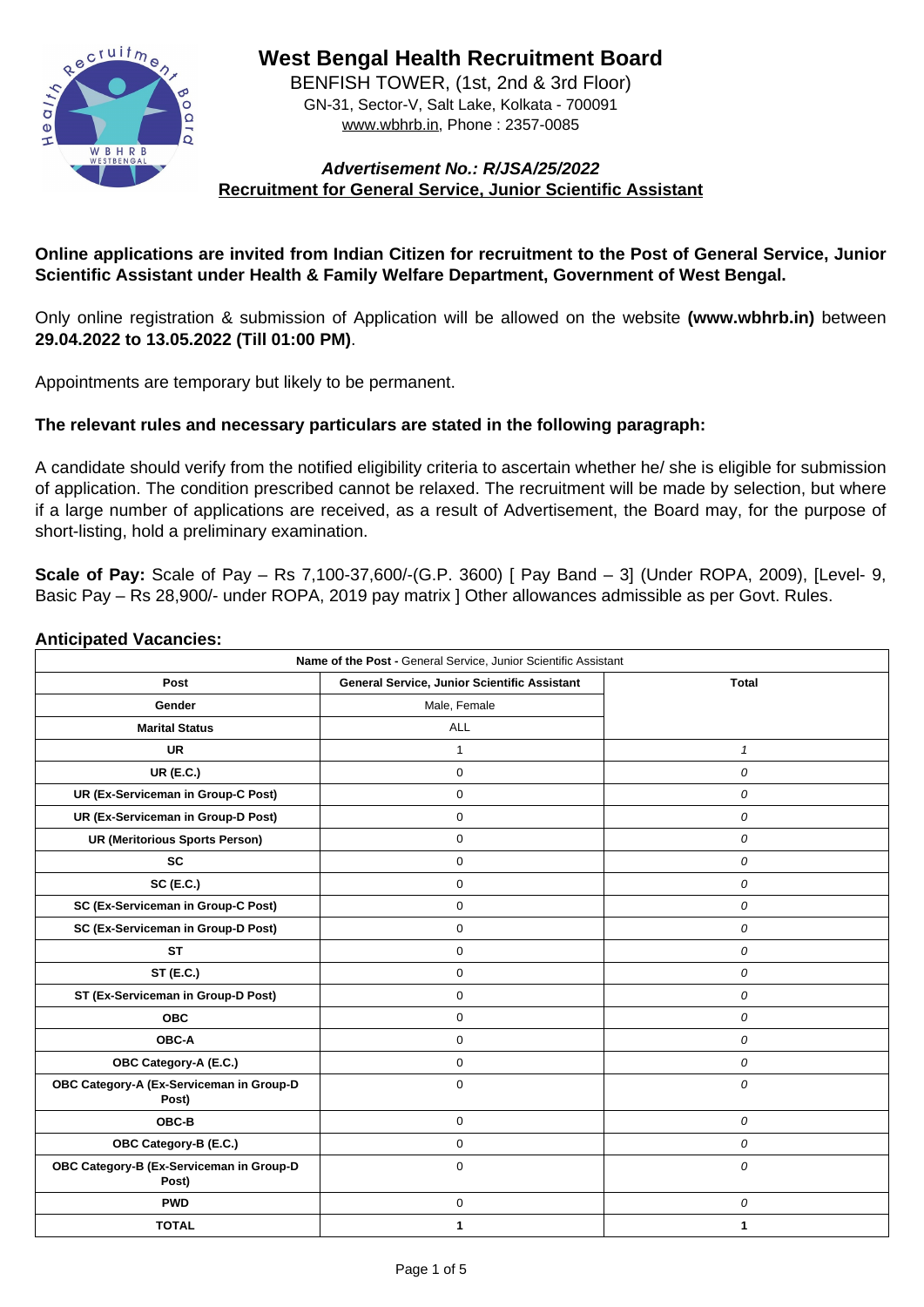# West Bengal Health Recruitment Board

BENFISH TOWER, (1st, 2nd & 3rd Floor)
GN-31, Sector-V, Salt Lake, Kolkata - 700091
www.wbhrb.in, Phone : 2357-0085

***Advertisement No.: R/JSA/25/2022***

**Recruitment for General Service, Junior Scientific Assistant**

**Online applications are invited from Indian Citizen for recruitment to the Post of General Service, Junior Scientific Assistant under Health & Family Welfare Department, Government of West Bengal.**

Only online registration & submission of Application will be allowed on the website **(www.wbhrb.in)** between **29.04.2022 to 13.05.2022 (Till 01:00 PM)**.

Appointments are temporary but likely to be permanent.

**The relevant rules and necessary particulars are stated in the following paragraph:**

A candidate should verify from the notified eligibility criteria to ascertain whether he/ she is eligible for submission of application. The condition prescribed cannot be relaxed. The recruitment will be made by selection, but where if a large number of applications are received, as a result of Advertisement, the Board may, for the purpose of short-listing, hold a preliminary examination.

**Scale of Pay:** Scale of Pay – Rs 7,100-37,600/-(G.P. 3600) [ Pay Band – 3] (Under ROPA, 2009), [Level- 9, Basic Pay – Rs 28,900/- under ROPA, 2019 pay matrix ] Other allowances admissible as per Govt. Rules.

**Anticipated Vacancies:**

| **Name of the Post -** General Service, Junior Scientific Assistant | | |
|---|---|---|
| **Post** | **General Service, Junior Scientific Assistant** | **Total** |
| **Gender** | Male, Female | |
| **Marital Status** | ALL | |
| **UR** | 1 | *1* |
| **UR (E.C.)** | 0 | *0* |
| **UR (Ex-Serviceman in Group-C Post)** | 0 | *0* |
| **UR (Ex-Serviceman in Group-D Post)** | 0 | *0* |
| **UR (Meritorious Sports Person)** | 0 | *0* |
| **SC** | 0 | *0* |
| **SC (E.C.)** | 0 | *0* |
| **SC (Ex-Serviceman in Group-C Post)** | 0 | *0* |
| **SC (Ex-Serviceman in Group-D Post)** | 0 | *0* |
| **ST** | 0 | *0* |
| **ST (E.C.)** | 0 | *0* |
| **ST (Ex-Serviceman in Group-D Post)** | 0 | *0* |
| **OBC** | 0 | *0* |
| **OBC-A** | 0 | *0* |
| **OBC Category-A (E.C.)** | 0 | *0* |
| **OBC Category-A (Ex-Serviceman in Group-D Post)** | 0 | *0* |
| **OBC-B** | 0 | *0* |
| **OBC Category-B (E.C.)** | 0 | *0* |
| **OBC Category-B (Ex-Serviceman in Group-D Post)** | 0 | *0* |
| **PWD** | 0 | *0* |
| **TOTAL** | **1** | **1** |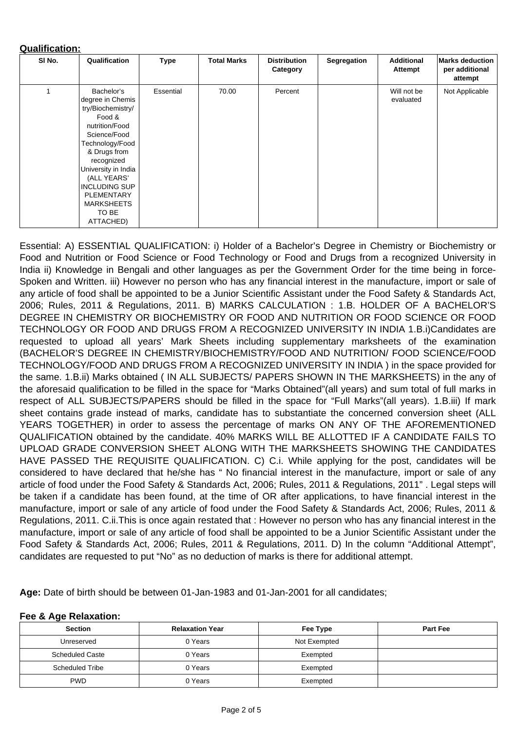**Qualification:**

| Sl No. | Qualification | Type | Total Marks | Distribution Category | Segregation | Additional Attempt | Marks deduction per additional attempt |
|---|---|---|---|---|---|---|---|
| 1 | Bachelor's degree in Chemistry/Biochemistry/ Food & nutrition/Food Science/Food Technology/Food & Drugs from recognized University in India (ALL YEARS' INCLUDING SUPPLEMENTARY MARKSHEETS TO BE ATTACHED) | Essential | 70.00 | Percent | | Will not be evaluated | Not Applicable |

Essential: A) ESSENTIAL QUALIFICATION: i) Holder of a Bachelor's Degree in Chemistry or Biochemistry or Food and Nutrition or Food Science or Food Technology or Food and Drugs from a recognized University in India ii) Knowledge in Bengali and other languages as per the Government Order for the time being in force- Spoken and Written. iii) However no person who has any financial interest in the manufacture, import or sale of any article of food shall be appointed to be a Junior Scientific Assistant under the Food Safety & Standards Act, 2006; Rules, 2011 & Regulations, 2011. B) MARKS CALCULATION : 1.B. HOLDER OF A BACHELOR'S DEGREE IN CHEMISTRY OR BIOCHEMISTRY OR FOOD AND NUTRITION OR FOOD SCIENCE OR FOOD TECHNOLOGY OR FOOD AND DRUGS FROM A RECOGNIZED UNIVERSITY IN INDIA 1.B.i)Candidates are requested to upload all years' Mark Sheets including supplementary marksheets of the examination (BACHELOR'S DEGREE IN CHEMISTRY/BIOCHEMISTRY/FOOD AND NUTRITION/ FOOD SCIENCE/FOOD TECHNOLOGY/FOOD AND DRUGS FROM A RECOGNIZED UNIVERSITY IN INDIA ) in the space provided for the same. 1.B.ii) Marks obtained ( IN ALL SUBJECTS/ PAPERS SHOWN IN THE MARKSHEETS) in the any of the aforesaid qualification to be filled in the space for "Marks Obtained"(all years) and sum total of full marks in respect of ALL SUBJECTS/PAPERS should be filled in the space for "Full Marks"(all years). 1.B.iii) If mark sheet contains grade instead of marks, candidate has to substantiate the concerned conversion sheet (ALL YEARS TOGETHER) in order to assess the percentage of marks ON ANY OF THE AFOREMENTIONED QUALIFICATION obtained by the candidate. 40% MARKS WILL BE ALLOTTED IF A CANDIDATE FAILS TO UPLOAD GRADE CONVERSION SHEET ALONG WITH THE MARKSHEETS SHOWING THE CANDIDATES HAVE PASSED THE REQUISITE QUALIFICATION. C) C.i. While applying for the post, candidates will be considered to have declared that he/she has " No financial interest in the manufacture, import or sale of any article of food under the Food Safety & Standards Act, 2006; Rules, 2011 & Regulations, 2011" . Legal steps will be taken if a candidate has been found, at the time of OR after applications, to have financial interest in the manufacture, import or sale of any article of food under the Food Safety & Standards Act, 2006; Rules, 2011 & Regulations, 2011. C.ii.This is once again restated that : However no person who has any financial interest in the manufacture, import or sale of any article of food shall be appointed to be a Junior Scientific Assistant under the Food Safety & Standards Act, 2006; Rules, 2011 & Regulations, 2011. D) In the column "Additional Attempt", candidates are requested to put "No" as no deduction of marks is there for additional attempt.

**Age:** Date of birth should be between 01-Jan-1983 and 01-Jan-2001 for all candidates;

**Fee & Age Relaxation:**

| Section | Relaxation Year | Fee Type | Part Fee |
|---|---|---|---|
| Unreserved | 0 Years | Not Exempted | |
| Scheduled Caste | 0 Years | Exempted | |
| Scheduled Tribe | 0 Years | Exempted | |
| PWD | 0 Years | Exempted | |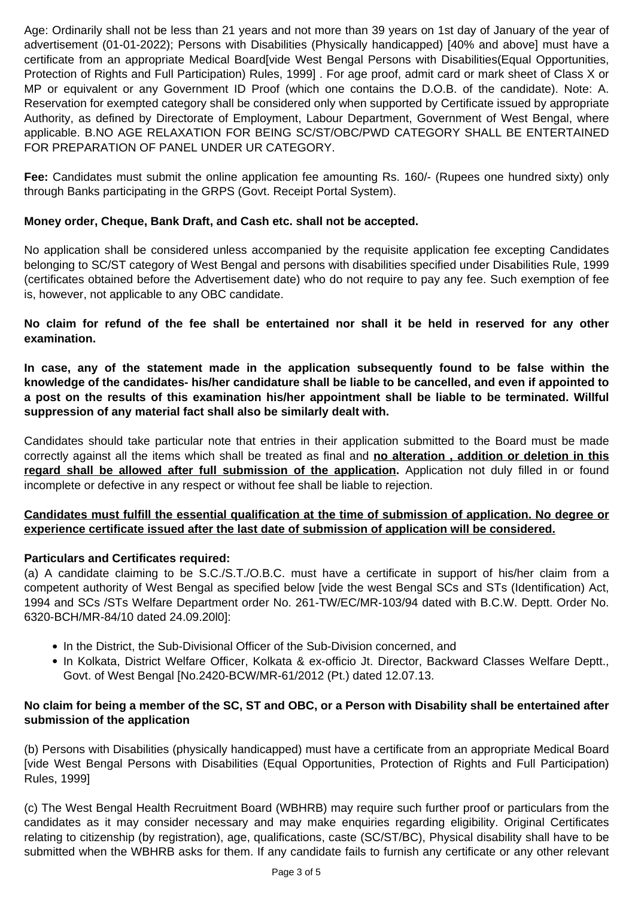Age: Ordinarily shall not be less than 21 years and not more than 39 years on 1st day of January of the year of advertisement (01-01-2022); Persons with Disabilities (Physically handicapped) [40% and above] must have a certificate from an appropriate Medical Board[vide West Bengal Persons with Disabilities(Equal Opportunities, Protection of Rights and Full Participation) Rules, 1999] . For age proof, admit card or mark sheet of Class X or MP or equivalent or any Government ID Proof (which one contains the D.O.B. of the candidate). Note: A. Reservation for exempted category shall be considered only when supported by Certificate issued by appropriate Authority, as defined by Directorate of Employment, Labour Department, Government of West Bengal, where applicable. B.NO AGE RELAXATION FOR BEING SC/ST/OBC/PWD CATEGORY SHALL BE ENTERTAINED FOR PREPARATION OF PANEL UNDER UR CATEGORY.

**Fee:** Candidates must submit the online application fee amounting Rs. 160/- (Rupees one hundred sixty) only through Banks participating in the GRPS (Govt. Receipt Portal System).

**Money order, Cheque, Bank Draft, and Cash etc. shall not be accepted.**

No application shall be considered unless accompanied by the requisite application fee excepting Candidates belonging to SC/ST category of West Bengal and persons with disabilities specified under Disabilities Rule, 1999 (certificates obtained before the Advertisement date) who do not require to pay any fee. Such exemption of fee is, however, not applicable to any OBC candidate.

**No claim for refund of the fee shall be entertained nor shall it be held in reserved for any other examination.**

**In case, any of the statement made in the application subsequently found to be false within the knowledge of the candidates- his/her candidature shall be liable to be cancelled, and even if appointed to a post on the results of this examination his/her appointment shall be liable to be terminated. Willful suppression of any material fact shall also be similarly dealt with.**

Candidates should take particular note that entries in their application submitted to the Board must be made correctly against all the items which shall be treated as final and **<u>no alteration , addition or deletion in this regard shall be allowed after full submission of the application</u>.** Application not duly filled in or found incomplete or defective in any respect or without fee shall be liable to rejection.

**<u>Candidates must fulfill the essential qualification at the time of submission of application. No degree or experience certificate issued after the last date of submission of application will be considered.</u>**

**Particulars and Certificates required:**
(a) A candidate claiming to be S.C./S.T./O.B.C. must have a certificate in support of his/her claim from a competent authority of West Bengal as specified below [vide the west Bengal SCs and STs (Identification) Act, 1994 and SCs /STs Welfare Department order No. 261-TW/EC/MR-103/94 dated with B.C.W. Deptt. Order No. 6320-BCH/MR-84/10 dated 24.09.20l0]:

- In the District, the Sub-Divisional Officer of the Sub-Division concerned, and
- In Kolkata, District Welfare Officer, Kolkata & ex-officio Jt. Director, Backward Classes Welfare Deptt., Govt. of West Bengal [No.2420-BCW/MR-61/2012 (Pt.) dated 12.07.13.

**No claim for being a member of the SC, ST and OBC, or a Person with Disability shall be entertained after submission of the application**

(b) Persons with Disabilities (physically handicapped) must have a certificate from an appropriate Medical Board [vide West Bengal Persons with Disabilities (Equal Opportunities, Protection of Rights and Full Participation) Rules, 1999]

(c) The West Bengal Health Recruitment Board (WBHRB) may require such further proof or particulars from the candidates as it may consider necessary and may make enquiries regarding eligibility. Original Certificates relating to citizenship (by registration), age, qualifications, caste (SC/ST/BC), Physical disability shall have to be submitted when the WBHRB asks for them. If any candidate fails to furnish any certificate or any other relevant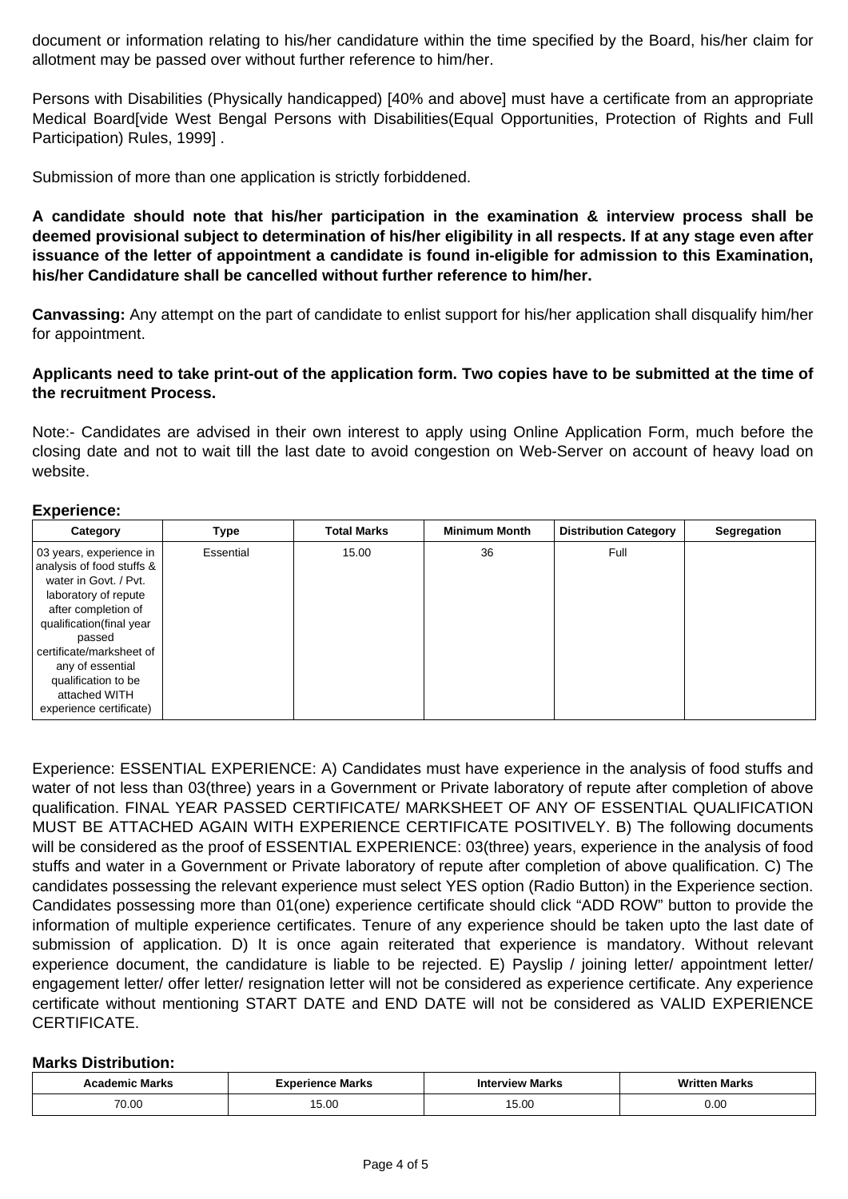document or information relating to his/her candidature within the time specified by the Board, his/her claim for allotment may be passed over without further reference to him/her.

Persons with Disabilities (Physically handicapped) [40% and above] must have a certificate from an appropriate Medical Board[vide West Bengal Persons with Disabilities(Equal Opportunities, Protection of Rights and Full Participation) Rules, 1999] .

Submission of more than one application is strictly forbiddened.

**A candidate should note that his/her participation in the examination & interview process shall be deemed provisional subject to determination of his/her eligibility in all respects. If at any stage even after issuance of the letter of appointment a candidate is found in-eligible for admission to this Examination, his/her Candidature shall be cancelled without further reference to him/her.**

**Canvassing:** Any attempt on the part of candidate to enlist support for his/her application shall disqualify him/her for appointment.

**Applicants need to take print-out of the application form. Two copies have to be submitted at the time of the recruitment Process.**

Note:- Candidates are advised in their own interest to apply using Online Application Form, much before the closing date and not to wait till the last date to avoid congestion on Web-Server on account of heavy load on website.

**Experience:**

| Category | Type | Total Marks | Minimum Month | Distribution Category | Segregation |
|---|---|---|---|---|---|
| 03 years, experience in analysis of food stuffs & water in Govt. / Pvt. laboratory of repute after completion of qualification(final year passed certificate/marksheet of any of essential qualification to be attached WITH experience certificate) | Essential | 15.00 | 36 | Full | |

Experience: ESSENTIAL EXPERIENCE: A) Candidates must have experience in the analysis of food stuffs and water of not less than 03(three) years in a Government or Private laboratory of repute after completion of above qualification. FINAL YEAR PASSED CERTIFICATE/ MARKSHEET OF ANY OF ESSENTIAL QUALIFICATION MUST BE ATTACHED AGAIN WITH EXPERIENCE CERTIFICATE POSITIVELY. B) The following documents will be considered as the proof of ESSENTIAL EXPERIENCE: 03(three) years, experience in the analysis of food stuffs and water in a Government or Private laboratory of repute after completion of above qualification. C) The candidates possessing the relevant experience must select YES option (Radio Button) in the Experience section. Candidates possessing more than 01(one) experience certificate should click "ADD ROW" button to provide the information of multiple experience certificates. Tenure of any experience should be taken upto the last date of submission of application. D) It is once again reiterated that experience is mandatory. Without relevant experience document, the candidature is liable to be rejected. E) Payslip / joining letter/ appointment letter/ engagement letter/ offer letter/ resignation letter will not be considered as experience certificate. Any experience certificate without mentioning START DATE and END DATE will not be considered as VALID EXPERIENCE CERTIFICATE.

**Marks Distribution:**

| Academic Marks | Experience Marks | Interview Marks | Written Marks |
|---|---|---|---|
| 70.00 | 15.00 | 15.00 | 0.00 |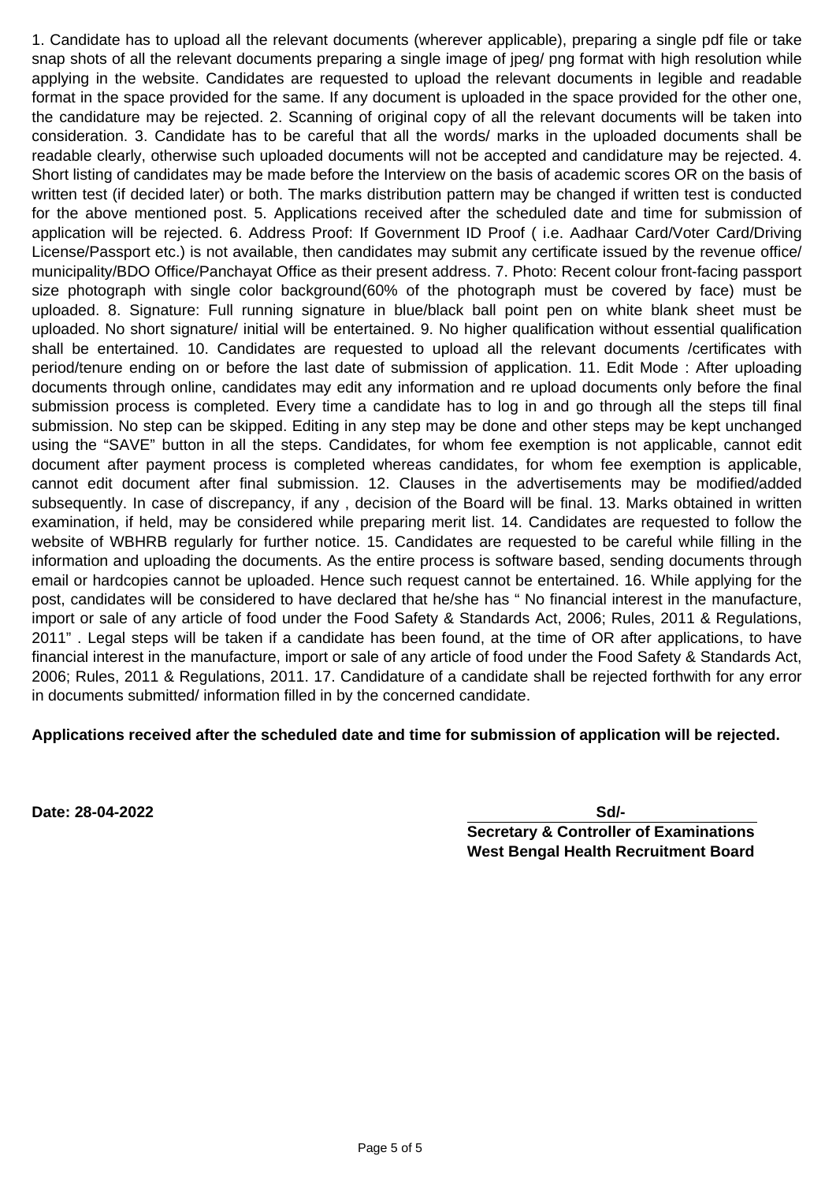1. Candidate has to upload all the relevant documents (wherever applicable), preparing a single pdf file or take snap shots of all the relevant documents preparing a single image of jpeg/ png format with high resolution while applying in the website. Candidates are requested to upload the relevant documents in legible and readable format in the space provided for the same. If any document is uploaded in the space provided for the other one, the candidature may be rejected. 2. Scanning of original copy of all the relevant documents will be taken into consideration. 3. Candidate has to be careful that all the words/ marks in the uploaded documents shall be readable clearly, otherwise such uploaded documents will not be accepted and candidature may be rejected. 4. Short listing of candidates may be made before the Interview on the basis of academic scores OR on the basis of written test (if decided later) or both. The marks distribution pattern may be changed if written test is conducted for the above mentioned post. 5. Applications received after the scheduled date and time for submission of application will be rejected. 6. Address Proof: If Government ID Proof ( i.e. Aadhaar Card/Voter Card/Driving License/Passport etc.) is not available, then candidates may submit any certificate issued by the revenue office/ municipality/BDO Office/Panchayat Office as their present address. 7. Photo: Recent colour front-facing passport size photograph with single color background(60% of the photograph must be covered by face) must be uploaded. 8. Signature: Full running signature in blue/black ball point pen on white blank sheet must be uploaded. No short signature/ initial will be entertained. 9. No higher qualification without essential qualification shall be entertained. 10. Candidates are requested to upload all the relevant documents /certificates with period/tenure ending on or before the last date of submission of application. 11. Edit Mode : After uploading documents through online, candidates may edit any information and re upload documents only before the final submission process is completed. Every time a candidate has to log in and go through all the steps till final submission. No step can be skipped. Editing in any step may be done and other steps may be kept unchanged using the "SAVE" button in all the steps. Candidates, for whom fee exemption is not applicable, cannot edit document after payment process is completed whereas candidates, for whom fee exemption is applicable, cannot edit document after final submission. 12. Clauses in the advertisements may be modified/added subsequently. In case of discrepancy, if any , decision of the Board will be final. 13. Marks obtained in written examination, if held, may be considered while preparing merit list. 14. Candidates are requested to follow the website of WBHRB regularly for further notice. 15. Candidates are requested to be careful while filling in the information and uploading the documents. As the entire process is software based, sending documents through email or hardcopies cannot be uploaded. Hence such request cannot be entertained. 16. While applying for the post, candidates will be considered to have declared that he/she has " No financial interest in the manufacture, import or sale of any article of food under the Food Safety & Standards Act, 2006; Rules, 2011 & Regulations, 2011" . Legal steps will be taken if a candidate has been found, at the time of OR after applications, to have financial interest in the manufacture, import or sale of any article of food under the Food Safety & Standards Act, 2006; Rules, 2011 & Regulations, 2011. 17. Candidature of a candidate shall be rejected forthwith for any error in documents submitted/ information filled in by the concerned candidate.

**Applications received after the scheduled date and time for submission of application will be rejected.**

**Date: 28-04-2022**

**Sd/-**

**Secretary & Controller of Examinations**
**West Bengal Health Recruitment Board**